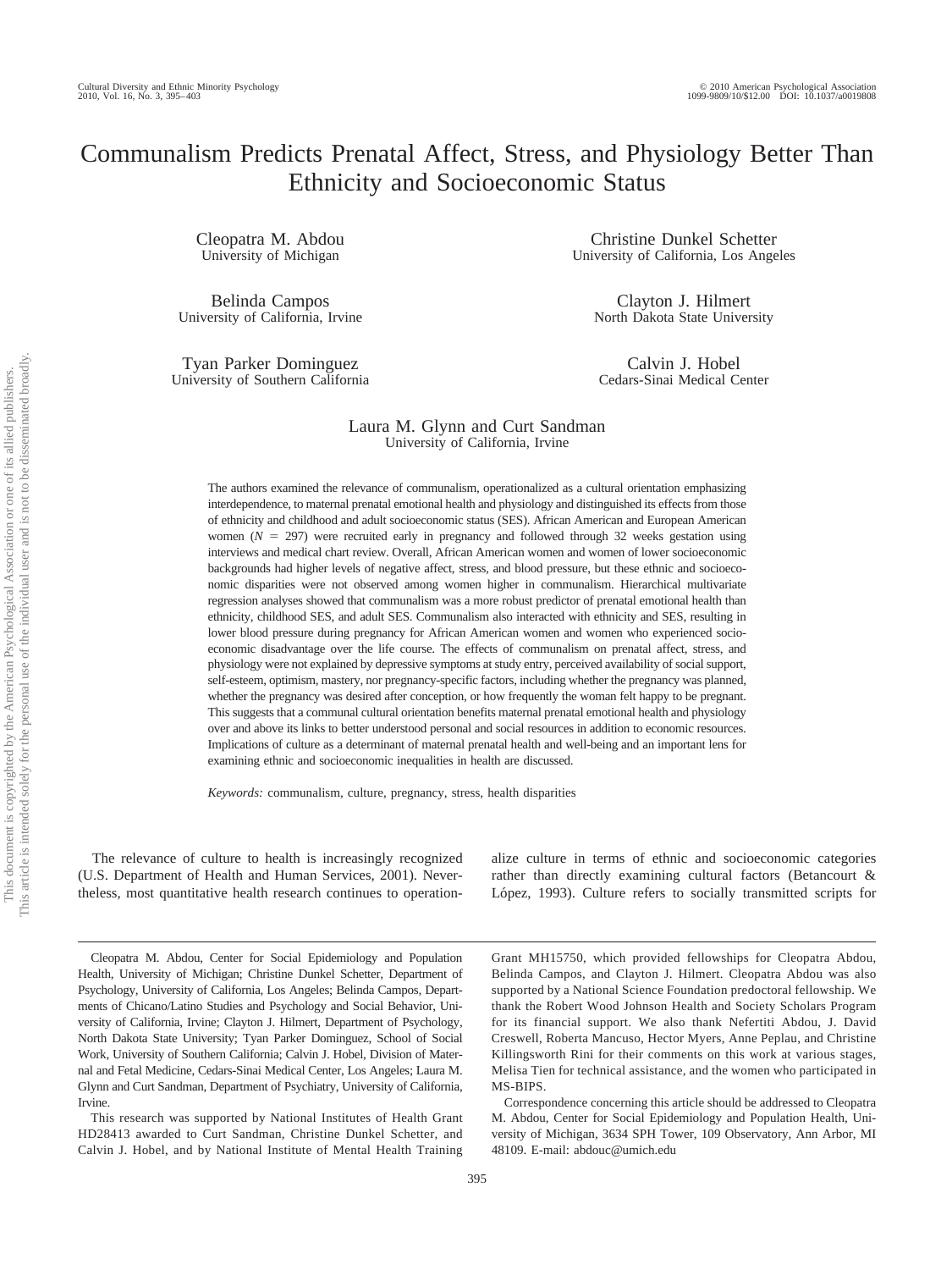# Communalism Predicts Prenatal Affect, Stress, and Physiology Better Than Ethnicity and Socioeconomic Status

Cleopatra M. Abdou
University of Michigan

Christine Dunkel Schetter
University of California, Los Angeles

Belinda Campos
University of California, Irvine

Clayton J. Hilmert
North Dakota State University

Tyan Parker Dominguez
University of Southern California

Calvin J. Hobel
Cedars-Sinai Medical Center

Laura M. Glynn and Curt Sandman
University of California, Irvine

The authors examined the relevance of communalism, operationalized as a cultural orientation emphasizing interdependence, to maternal prenatal emotional health and physiology and distinguished its effects from those of ethnicity and childhood and adult socioeconomic status (SES). African American and European American women ($N$ = 297) were recruited early in pregnancy and followed through 32 weeks gestation using interviews and medical chart review. Overall, African American women and women of lower socioeconomic backgrounds had higher levels of negative affect, stress, and blood pressure, but these ethnic and socioeconomic disparities were not observed among women higher in communalism. Hierarchical multivariate regression analyses showed that communalism was a more robust predictor of prenatal emotional health than ethnicity, childhood SES, and adult SES. Communalism also interacted with ethnicity and SES, resulting in lower blood pressure during pregnancy for African American women and women who experienced socioeconomic disadvantage over the life course. The effects of communalism on prenatal affect, stress, and physiology were not explained by depressive symptoms at study entry, perceived availability of social support, self-esteem, optimism, mastery, nor pregnancy-specific factors, including whether the pregnancy was planned, whether the pregnancy was desired after conception, or how frequently the woman felt happy to be pregnant. This suggests that a communal cultural orientation benefits maternal prenatal emotional health and physiology over and above its links to better understood personal and social resources in addition to economic resources. Implications of culture as a determinant of maternal prenatal health and well-being and an important lens for examining ethnic and socioeconomic inequalities in health are discussed.

*Keywords:* communalism, culture, pregnancy, stress, health disparities

The relevance of culture to health is increasingly recognized (U.S. Department of Health and Human Services, 2001). Nevertheless, most quantitative health research continues to operationalize culture in terms of ethnic and socioeconomic categories rather than directly examining cultural factors (Betancourt & López, 1993). Culture refers to socially transmitted scripts for

---

Cleopatra M. Abdou, Center for Social Epidemiology and Population Health, University of Michigan; Christine Dunkel Schetter, Department of Psychology, University of California, Los Angeles; Belinda Campos, Departments of Chicano/Latino Studies and Psychology and Social Behavior, University of California, Irvine; Clayton J. Hilmert, Department of Psychology, North Dakota State University; Tyan Parker Dominguez, School of Social Work, University of Southern California; Calvin J. Hobel, Division of Maternal and Fetal Medicine, Cedars-Sinai Medical Center, Los Angeles; Laura M. Glynn and Curt Sandman, Department of Psychiatry, University of California, Irvine.

This research was supported by National Institutes of Health Grant HD28413 awarded to Curt Sandman, Christine Dunkel Schetter, and Calvin J. Hobel, and by National Institute of Mental Health Training Grant MH15750, which provided fellowships for Cleopatra Abdou, Belinda Campos, and Clayton J. Hilmert. Cleopatra Abdou was also supported by a National Science Foundation predoctoral fellowship. We thank the Robert Wood Johnson Health and Society Scholars Program for its financial support. We also thank Nefertiti Abdou, J. David Creswell, Roberta Mancuso, Hector Myers, Anne Peplau, and Christine Killingsworth Rini for their comments on this work at various stages, Melisa Tien for technical assistance, and the women who participated in MS-BIPS.

Correspondence concerning this article should be addressed to Cleopatra M. Abdou, Center for Social Epidemiology and Population Health, University of Michigan, 3634 SPH Tower, 109 Observatory, Ann Arbor, MI 48109. E-mail: abdouc@umich.edu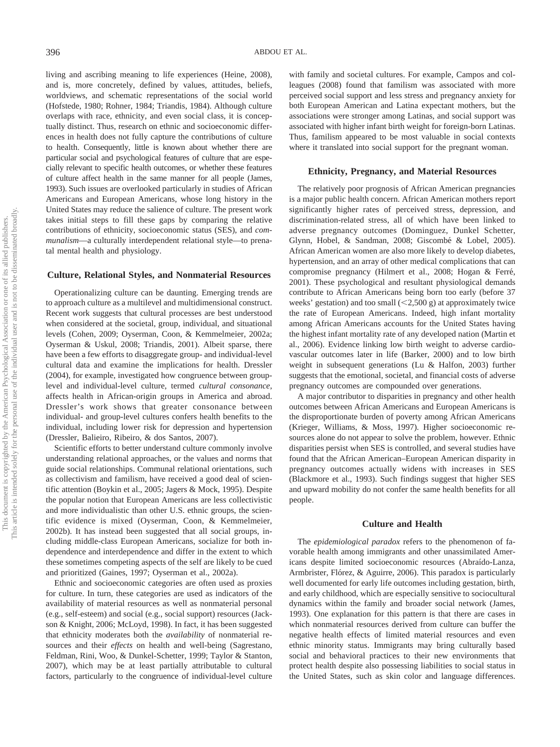living and ascribing meaning to life experiences (Heine, 2008), and is, more concretely, defined by values, attitudes, beliefs, worldviews, and schematic representations of the social world (Hofstede, 1980; Rohner, 1984; Triandis, 1984). Although culture overlaps with race, ethnicity, and even social class, it is conceptually distinct. Thus, research on ethnic and socioeconomic differences in health does not fully capture the contributions of culture to health. Consequently, little is known about whether there are particular social and psychological features of culture that are especially relevant to specific health outcomes, or whether these features of culture affect health in the same manner for all people (James, 1993). Such issues are overlooked particularly in studies of African Americans and European Americans, whose long history in the United States may reduce the salience of culture. The present work takes initial steps to fill these gaps by comparing the relative contributions of ethnicity, socioeconomic status (SES), and *communalism*—a culturally interdependent relational style—to prenatal mental health and physiology.

## Culture, Relational Styles, and Nonmaterial Resources

Operationalizing culture can be daunting. Emerging trends are to approach culture as a multilevel and multidimensional construct. Recent work suggests that cultural processes are best understood when considered at the societal, group, individual, and situational levels (Cohen, 2009; Oyserman, Coon, & Kemmelmeier, 2002a; Oyserman & Uskul, 2008; Triandis, 2001). Albeit sparse, there have been a few efforts to disaggregate group- and individual-level cultural data and examine the implications for health. Dressler (2004), for example, investigated how congruence between group-level and individual-level culture, termed *cultural consonance*, affects health in African-origin groups in America and abroad. Dressler's work shows that greater consonance between individual- and group-level cultures confers health benefits to the individual, including lower risk for depression and hypertension (Dressler, Balieiro, Ribeiro, & dos Santos, 2007).

Scientific efforts to better understand culture commonly involve understanding relational approaches, or the values and norms that guide social relationships. Communal relational orientations, such as collectivism and familism, have received a good deal of scientific attention (Boykin et al., 2005; Jagers & Mock, 1995). Despite the popular notion that European Americans are less collectivistic and more individualistic than other U.S. ethnic groups, the scientific evidence is mixed (Oyserman, Coon, & Kemmelmeier, 2002b). It has instead been suggested that all social groups, including middle-class European Americans, socialize for both independence and interdependence and differ in the extent to which these sometimes competing aspects of the self are likely to be cued and prioritized (Gaines, 1997; Oyserman et al., 2002a).

Ethnic and socioeconomic categories are often used as proxies for culture. In turn, these categories are used as indicators of the availability of material resources as well as nonmaterial personal (e.g., self-esteem) and social (e.g., social support) resources (Jackson & Knight, 2006; McLoyd, 1998). In fact, it has been suggested that ethnicity moderates both the *availability* of nonmaterial resources and their *effects* on health and well-being (Sagrestano, Feldman, Rini, Woo, & Dunkel-Schetter, 1999; Taylor & Stanton, 2007), which may be at least partially attributable to cultural factors, particularly to the congruence of individual-level culture with family and societal cultures. For example, Campos and colleagues (2008) found that familism was associated with more perceived social support and less stress and pregnancy anxiety for both European American and Latina expectant mothers, but the associations were stronger among Latinas, and social support was associated with higher infant birth weight for foreign-born Latinas. Thus, familism appeared to be most valuable in social contexts where it translated into social support for the pregnant woman.

## Ethnicity, Pregnancy, and Material Resources

The relatively poor prognosis of African American pregnancies is a major public health concern. African American mothers report significantly higher rates of perceived stress, depression, and discrimination-related stress, all of which have been linked to adverse pregnancy outcomes (Dominguez, Dunkel Schetter, Glynn, Hobel, & Sandman, 2008; Giscombé & Lobel, 2005). African American women are also more likely to develop diabetes, hypertension, and an array of other medical complications that can compromise pregnancy (Hilmert et al., 2008; Hogan & Ferré, 2001). These psychological and resultant physiological demands contribute to African Americans being born too early (before 37 weeks' gestation) and too small (<2,500 g) at approximately twice the rate of European Americans. Indeed, high infant mortality among African Americans accounts for the United States having the highest infant mortality rate of any developed nation (Martin et al., 2006). Evidence linking low birth weight to adverse cardiovascular outcomes later in life (Barker, 2000) and to low birth weight in subsequent generations (Lu & Halfon, 2003) further suggests that the emotional, societal, and financial costs of adverse pregnancy outcomes are compounded over generations.

A major contributor to disparities in pregnancy and other health outcomes between African Americans and European Americans is the disproportionate burden of poverty among African Americans (Krieger, Williams, & Moss, 1997). Higher socioeconomic resources alone do not appear to solve the problem, however. Ethnic disparities persist when SES is controlled, and several studies have found that the African American–European American disparity in pregnancy outcomes actually widens with increases in SES (Blackmore et al., 1993). Such findings suggest that higher SES and upward mobility do not confer the same health benefits for all people.

## Culture and Health

The *epidemiological paradox* refers to the phenomenon of favorable health among immigrants and other unassimilated Americans despite limited socioeconomic resources (Abraído-Lanza, Armbrister, Flórez, & Aguirre, 2006). This paradox is particularly well documented for early life outcomes including gestation, birth, and early childhood, which are especially sensitive to sociocultural dynamics within the family and broader social network (James, 1993). One explanation for this pattern is that there are cases in which nonmaterial resources derived from culture can buffer the negative health effects of limited material resources and even ethnic minority status. Immigrants may bring culturally based social and behavioral practices to their new environments that protect health despite also possessing liabilities to social status in the United States, such as skin color and language differences.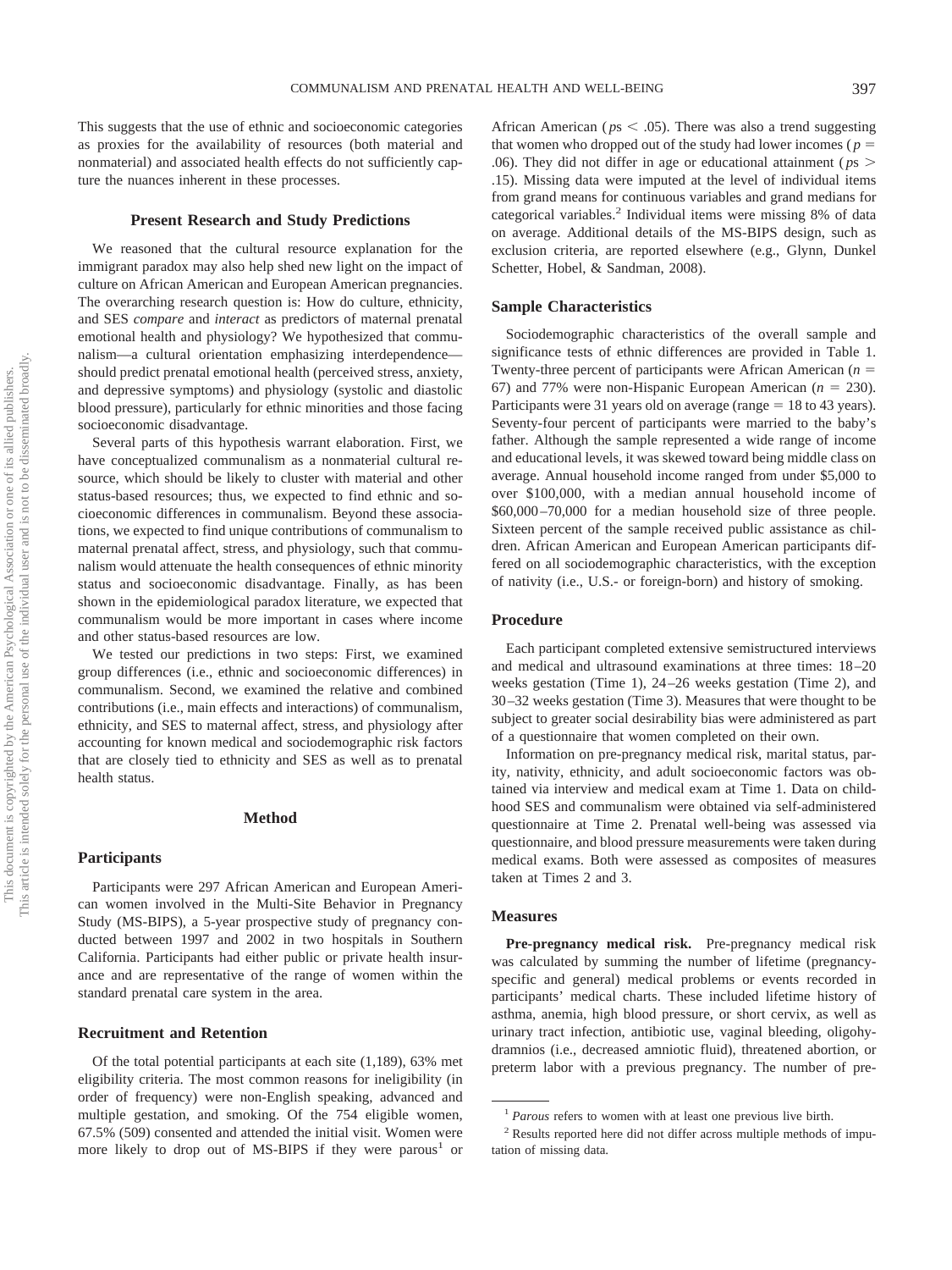This suggests that the use of ethnic and socioeconomic categories as proxies for the availability of resources (both material and nonmaterial) and associated health effects do not sufficiently capture the nuances inherent in these processes.

### Present Research and Study Predictions

We reasoned that the cultural resource explanation for the immigrant paradox may also help shed new light on the impact of culture on African American and European American pregnancies. The overarching research question is: How do culture, ethnicity, and SES *compare* and *interact* as predictors of maternal prenatal emotional health and physiology? We hypothesized that communalism—a cultural orientation emphasizing interdependence—should predict prenatal emotional health (perceived stress, anxiety, and depressive symptoms) and physiology (systolic and diastolic blood pressure), particularly for ethnic minorities and those facing socioeconomic disadvantage.

Several parts of this hypothesis warrant elaboration. First, we have conceptualized communalism as a nonmaterial cultural resource, which should be likely to cluster with material and other status-based resources; thus, we expected to find ethnic and socioeconomic differences in communalism. Beyond these associations, we expected to find unique contributions of communalism to maternal prenatal affect, stress, and physiology, such that communalism would attenuate the health consequences of ethnic minority status and socioeconomic disadvantage. Finally, as has been shown in the epidemiological paradox literature, we expected that communalism would be more important in cases where income and other status-based resources are low.

We tested our predictions in two steps: First, we examined group differences (i.e., ethnic and socioeconomic differences) in communalism. Second, we examined the relative and combined contributions (i.e., main effects and interactions) of communalism, ethnicity, and SES to maternal affect, stress, and physiology after accounting for known medical and sociodemographic risk factors that are closely tied to ethnicity and SES as well as to prenatal health status.

## Method

### Participants

Participants were 297 African American and European American women involved in the Multi-Site Behavior in Pregnancy Study (MS-BIPS), a 5-year prospective study of pregnancy conducted between 1997 and 2002 in two hospitals in Southern California. Participants had either public or private health insurance and are representative of the range of women within the standard prenatal care system in the area.

### Recruitment and Retention

Of the total potential participants at each site (1,189), 63% met eligibility criteria. The most common reasons for ineligibility (in order of frequency) were non-English speaking, advanced and multiple gestation, and smoking. Of the 754 eligible women, 67.5% (509) consented and attended the initial visit. Women were more likely to drop out of MS-BIPS if they were parous[1] or African American ($p\text{s} < .05$). There was also a trend suggesting that women who dropped out of the study had lower incomes ($p = .06$). They did not differ in age or educational attainment ($p\text{s} > .15$). Missing data were imputed at the level of individual items from grand means for continuous variables and grand medians for categorical variables.[2] Individual items were missing 8% of data on average. Additional details of the MS-BIPS design, such as exclusion criteria, are reported elsewhere (e.g., Glynn, Dunkel Schetter, Hobel, & Sandman, 2008).

### Sample Characteristics

Sociodemographic characteristics of the overall sample and significance tests of ethnic differences are provided in Table 1. Twenty-three percent of participants were African American ($n = 67$) and 77% were non-Hispanic European American ($n = 230$). Participants were 31 years old on average (range = 18 to 43 years). Seventy-four percent of participants were married to the baby's father. Although the sample represented a wide range of income and educational levels, it was skewed toward being middle class on average. Annual household income ranged from under $5,000 to over $100,000, with a median annual household income of $60,000–70,000 for a median household size of three people. Sixteen percent of the sample received public assistance as children. African American and European American participants differed on all sociodemographic characteristics, with the exception of nativity (i.e., U.S.- or foreign-born) and history of smoking.

### Procedure

Each participant completed extensive semistructured interviews and medical and ultrasound examinations at three times: 18–20 weeks gestation (Time 1), 24–26 weeks gestation (Time 2), and 30–32 weeks gestation (Time 3). Measures that were thought to be subject to greater social desirability bias were administered as part of a questionnaire that women completed on their own.

Information on pre-pregnancy medical risk, marital status, parity, nativity, ethnicity, and adult socioeconomic factors was obtained via interview and medical exam at Time 1. Data on childhood SES and communalism were obtained via self-administered questionnaire at Time 2. Prenatal well-being was assessed via questionnaire, and blood pressure measurements were taken during medical exams. Both were assessed as composites of measures taken at Times 2 and 3.

### Measures

**Pre-pregnancy medical risk.** Pre-pregnancy medical risk was calculated by summing the number of lifetime (pregnancy-specific and general) medical problems or events recorded in participants' medical charts. These included lifetime history of asthma, anemia, high blood pressure, or short cervix, as well as urinary tract infection, antibiotic use, vaginal bleeding, oligohydramnios (i.e., decreased amniotic fluid), threatened abortion, or preterm labor with a previous pregnancy. The number of pre-

[1] *Parous* refers to women with at least one previous live birth.

[2] Results reported here did not differ across multiple methods of imputation of missing data.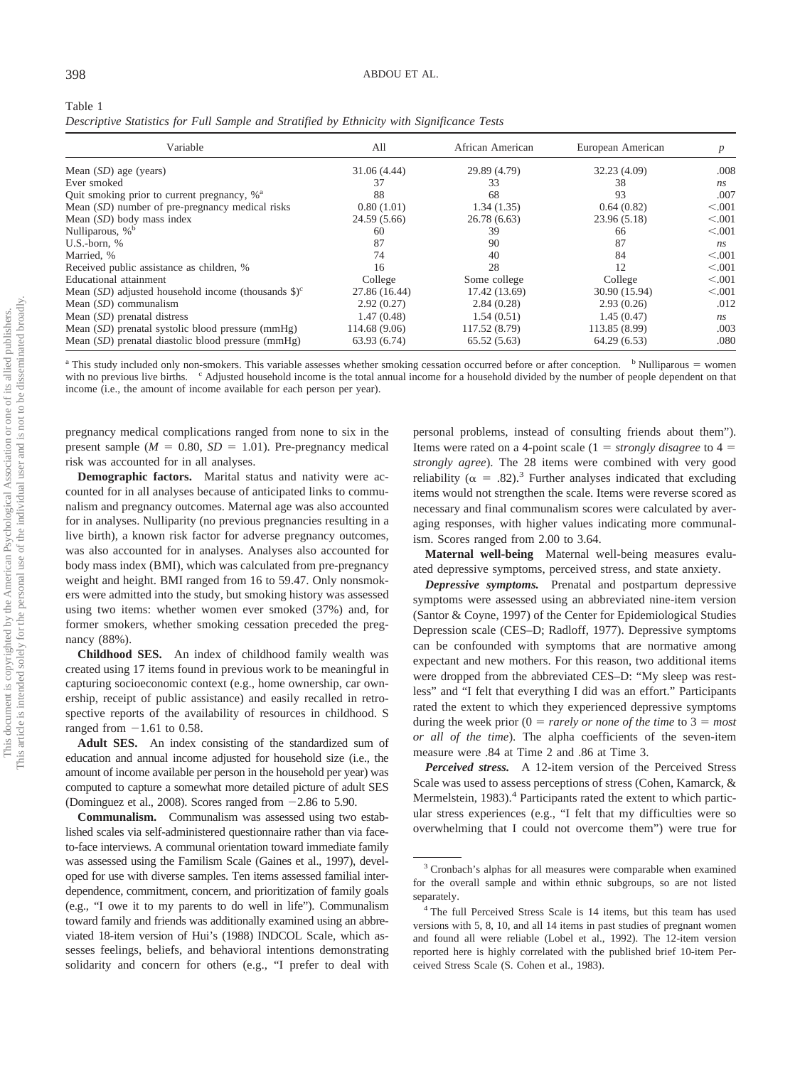Table 1

*Descriptive Statistics for Full Sample and Stratified by Ethnicity with Significance Tests*

| Variable | All | African American | European American | *p* |
|---|---|---|---|---|
| Mean (*SD*) age (years) | 31.06 (4.44) | 29.89 (4.79) | 32.23 (4.09) | .008 |
| Ever smoked | 37 | 33 | 38 | *ns* |
| Quit smoking prior to current pregnancy, %[a] | 88 | 68 | 93 | .007 |
| Mean (*SD*) number of pre-pregnancy medical risks | 0.80 (1.01) | 1.34 (1.35) | 0.64 (0.82) | <.001 |
| Mean (*SD*) body mass index | 24.59 (5.66) | 26.78 (6.63) | 23.96 (5.18) | <.001 |
| Nulliparous, %[b] | 60 | 39 | 66 | <.001 |
| U.S.-born, % | 87 | 90 | 87 | *ns* |
| Married, % | 74 | 40 | 84 | <.001 |
| Received public assistance as children, % | 16 | 28 | 12 | <.001 |
| Educational attainment | College | Some college | College | <.001 |
| Mean (*SD*) adjusted household income (thousands $)[c] | 27.86 (16.44) | 17.42 (13.69) | 30.90 (15.94) | <.001 |
| Mean (*SD*) communalism | 2.92 (0.27) | 2.84 (0.28) | 2.93 (0.26) | .012 |
| Mean (*SD*) prenatal distress | 1.47 (0.48) | 1.54 (0.51) | 1.45 (0.47) | *ns* |
| Mean (*SD*) prenatal systolic blood pressure (mmHg) | 114.68 (9.06) | 117.52 (8.79) | 113.85 (8.99) | .003 |
| Mean (*SD*) prenatal diastolic blood pressure (mmHg) | 63.93 (6.74) | 65.52 (5.63) | 64.29 (6.53) | .080 |

[a] This study included only non-smokers. This variable assesses whether smoking cessation occurred before or after conception. [b] Nulliparous = women with no previous live births. [c] Adjusted household income is the total annual income for a household divided by the number of people dependent on that income (i.e., the amount of income available for each person per year).

pregnancy medical complications ranged from none to six in the present sample ($M = 0.80$, $SD = 1.01$). Pre-pregnancy medical risk was accounted for in all analyses.

**Demographic factors.** Marital status and nativity were accounted for in all analyses because of anticipated links to communalism and pregnancy outcomes. Maternal age was also accounted for in analyses. Nulliparity (no previous pregnancies resulting in a live birth), a known risk factor for adverse pregnancy outcomes, was also accounted for in analyses. Analyses also accounted for body mass index (BMI), which was calculated from pre-pregnancy weight and height. BMI ranged from 16 to 59.47. Only nonsmokers were admitted into the study, but smoking history was assessed using two items: whether women ever smoked (37%) and, for former smokers, whether smoking cessation preceded the pregnancy (88%).

**Childhood SES.** An index of childhood family wealth was created using 17 items found in previous work to be meaningful in capturing socioeconomic context (e.g., home ownership, car ownership, receipt of public assistance) and easily recalled in retrospective reports of the availability of resources in childhood. S ranged from −1.61 to 0.58.

**Adult SES.** An index consisting of the standardized sum of education and annual income adjusted for household size (i.e., the amount of income available per person in the household per year) was computed to capture a somewhat more detailed picture of adult SES (Dominguez et al., 2008). Scores ranged from −2.86 to 5.90.

**Communalism.** Communalism was assessed using two established scales via self-administered questionnaire rather than via face-to-face interviews. A communal orientation toward immediate family was assessed using the Familism Scale (Gaines et al., 1997), developed for use with diverse samples. Ten items assessed familial interdependence, commitment, concern, and prioritization of family goals (e.g., "I owe it to my parents to do well in life"). Communalism toward family and friends was additionally examined using an abbreviated 18-item version of Hui's (1988) INDCOL Scale, which assesses feelings, beliefs, and behavioral intentions demonstrating solidarity and concern for others (e.g., "I prefer to deal with personal problems, instead of consulting friends about them"). Items were rated on a 4-point scale (1 = *strongly disagree* to 4 = *strongly agree*). The 28 items were combined with very good reliability ($\alpha = .82$).[3] Further analyses indicated that excluding items would not strengthen the scale. Items were reverse scored as necessary and final communalism scores were calculated by averaging responses, with higher values indicating more communalism. Scores ranged from 2.00 to 3.64.

**Maternal well-being** Maternal well-being measures evaluated depressive symptoms, perceived stress, and state anxiety.

***Depressive symptoms.*** Prenatal and postpartum depressive symptoms were assessed using an abbreviated nine-item version (Santor & Coyne, 1997) of the Center for Epidemiological Studies Depression scale (CES–D; Radloff, 1977). Depressive symptoms can be confounded with symptoms that are normative among expectant and new mothers. For this reason, two additional items were dropped from the abbreviated CES–D: "My sleep was restless" and "I felt that everything I did was an effort." Participants rated the extent to which they experienced depressive symptoms during the week prior (0 = *rarely or none of the time* to 3 = *most or all of the time*). The alpha coefficients of the seven-item measure were .84 at Time 2 and .86 at Time 3.

***Perceived stress.*** A 12-item version of the Perceived Stress Scale was used to assess perceptions of stress (Cohen, Kamarck, & Mermelstein, 1983).[4] Participants rated the extent to which particular stress experiences (e.g., "I felt that my difficulties were so overwhelming that I could not overcome them") were true for

[3] Cronbach's alphas for all measures were comparable when examined for the overall sample and within ethnic subgroups, so are not listed separately.

[4] The full Perceived Stress Scale is 14 items, but this team has used versions with 5, 8, 10, and all 14 items in past studies of pregnant women and found all were reliable (Lobel et al., 1992). The 12-item version reported here is highly correlated with the published brief 10-item Perceived Stress Scale (S. Cohen et al., 1983).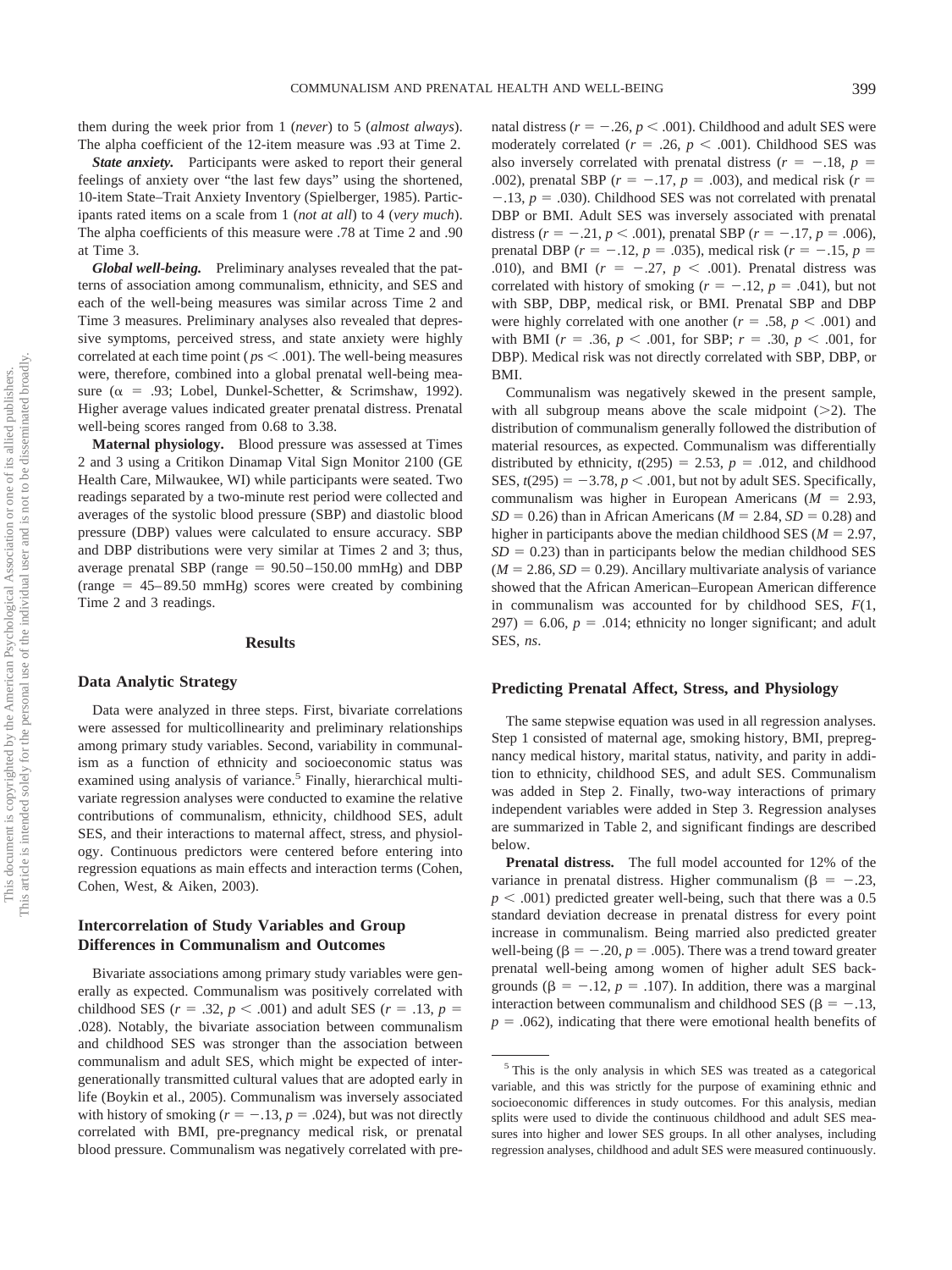them during the week prior from 1 (*never*) to 5 (*almost always*). The alpha coefficient of the 12-item measure was .93 at Time 2.

***State anxiety.*** Participants were asked to report their general feelings of anxiety over "the last few days" using the shortened, 10-item State–Trait Anxiety Inventory (Spielberger, 1985). Participants rated items on a scale from 1 (*not at all*) to 4 (*very much*). The alpha coefficients of this measure were .78 at Time 2 and .90 at Time 3.

***Global well-being.*** Preliminary analyses revealed that the patterns of association among communalism, ethnicity, and SES and each of the well-being measures was similar across Time 2 and Time 3 measures. Preliminary analyses also revealed that depressive symptoms, perceived stress, and state anxiety were highly correlated at each time point ($ps < .001$). The well-being measures were, therefore, combined into a global prenatal well-being measure ($\alpha = .93$; Lobel, Dunkel-Schetter, & Scrimshaw, 1992). Higher average values indicated greater prenatal distress. Prenatal well-being scores ranged from 0.68 to 3.38.

**Maternal physiology.** Blood pressure was assessed at Times 2 and 3 using a Critikon Dinamap Vital Sign Monitor 2100 (GE Health Care, Milwaukee, WI) while participants were seated. Two readings separated by a two-minute rest period were collected and averages of the systolic blood pressure (SBP) and diastolic blood pressure (DBP) values were calculated to ensure accuracy. SBP and DBP distributions were very similar at Times 2 and 3; thus, average prenatal SBP (range = 90.50–150.00 mmHg) and DBP (range = 45–89.50 mmHg) scores were created by combining Time 2 and 3 readings.

## Results

### Data Analytic Strategy

Data were analyzed in three steps. First, bivariate correlations were assessed for multicollinearity and preliminary relationships among primary study variables. Second, variability in communalism as a function of ethnicity and socioeconomic status was examined using analysis of variance.[5] Finally, hierarchical multivariate regression analyses were conducted to examine the relative contributions of communalism, ethnicity, childhood SES, adult SES, and their interactions to maternal affect, stress, and physiology. Continuous predictors were centered before entering into regression equations as main effects and interaction terms (Cohen, Cohen, West, & Aiken, 2003).

### Intercorrelation of Study Variables and Group Differences in Communalism and Outcomes

Bivariate associations among primary study variables were generally as expected. Communalism was positively correlated with childhood SES ($r = .32$, $p < .001$) and adult SES ($r = .13$, $p = .028$). Notably, the bivariate association between communalism and childhood SES was stronger than the association between communalism and adult SES, which might be expected of intergenerationally transmitted cultural values that are adopted early in life (Boykin et al., 2005). Communalism was inversely associated with history of smoking ($r = -.13$, $p = .024$), but was not directly correlated with BMI, pre-pregnancy medical risk, or prenatal blood pressure. Communalism was negatively correlated with prenatal distress ($r = -.26$, $p < .001$). Childhood and adult SES were moderately correlated ($r = .26$, $p < .001$). Childhood SES was also inversely correlated with prenatal distress ($r = -.18$, $p = .002$), prenatal SBP ($r = -.17$, $p = .003$), and medical risk ($r = -.13$, $p = .030$). Childhood SES was not correlated with prenatal DBP or BMI. Adult SES was inversely associated with prenatal distress ($r = -.21$, $p < .001$), prenatal SBP ($r = -.17$, $p = .006$), prenatal DBP ($r = -.12$, $p = .035$), medical risk ($r = -.15$, $p = .010$), and BMI ($r = -.27$, $p < .001$). Prenatal distress was correlated with history of smoking ($r = -.12$, $p = .041$), but not with SBP, DBP, medical risk, or BMI. Prenatal SBP and DBP were highly correlated with one another ($r = .58$, $p < .001$) and with BMI ($r = .36$, $p < .001$, for SBP; $r = .30$, $p < .001$, for DBP). Medical risk was not directly correlated with SBP, DBP, or BMI.

Communalism was negatively skewed in the present sample, with all subgroup means above the scale midpoint (>2). The distribution of communalism generally followed the distribution of material resources, as expected. Communalism was differentially distributed by ethnicity, $t(295) = 2.53$, $p = .012$, and childhood SES, $t(295) = -3.78$, $p < .001$, but not by adult SES. Specifically, communalism was higher in European Americans ($M = 2.93$, $SD = 0.26$) than in African Americans ($M = 2.84$, $SD = 0.28$) and higher in participants above the median childhood SES ($M = 2.97$, $SD = 0.23$) than in participants below the median childhood SES ($M = 2.86$, $SD = 0.29$). Ancillary multivariate analysis of variance showed that the African American–European American difference in communalism was accounted for by childhood SES, $F(1, 297) = 6.06$, $p = .014$; ethnicity no longer significant; and adult SES, *ns*.

### Predicting Prenatal Affect, Stress, and Physiology

The same stepwise equation was used in all regression analyses. Step 1 consisted of maternal age, smoking history, BMI, prepregnancy medical history, marital status, nativity, and parity in addition to ethnicity, childhood SES, and adult SES. Communalism was added in Step 2. Finally, two-way interactions of primary independent variables were added in Step 3. Regression analyses are summarized in Table 2, and significant findings are described below.

**Prenatal distress.** The full model accounted for 12% of the variance in prenatal distress. Higher communalism ($\beta = -.23$, $p < .001$) predicted greater well-being, such that there was a 0.5 standard deviation decrease in prenatal distress for every point increase in communalism. Being married also predicted greater well-being ($\beta = -.20$, $p = .005$). There was a trend toward greater prenatal well-being among women of higher adult SES backgrounds ($\beta = -.12$, $p = .107$). In addition, there was a marginal interaction between communalism and childhood SES ($\beta = -.13$, $p = .062$), indicating that there were emotional health benefits of

[5] This is the only analysis in which SES was treated as a categorical variable, and this was strictly for the purpose of examining ethnic and socioeconomic differences in study outcomes. For this analysis, median splits were used to divide the continuous childhood and adult SES measures into higher and lower SES groups. In all other analyses, including regression analyses, childhood and adult SES were measured continuously.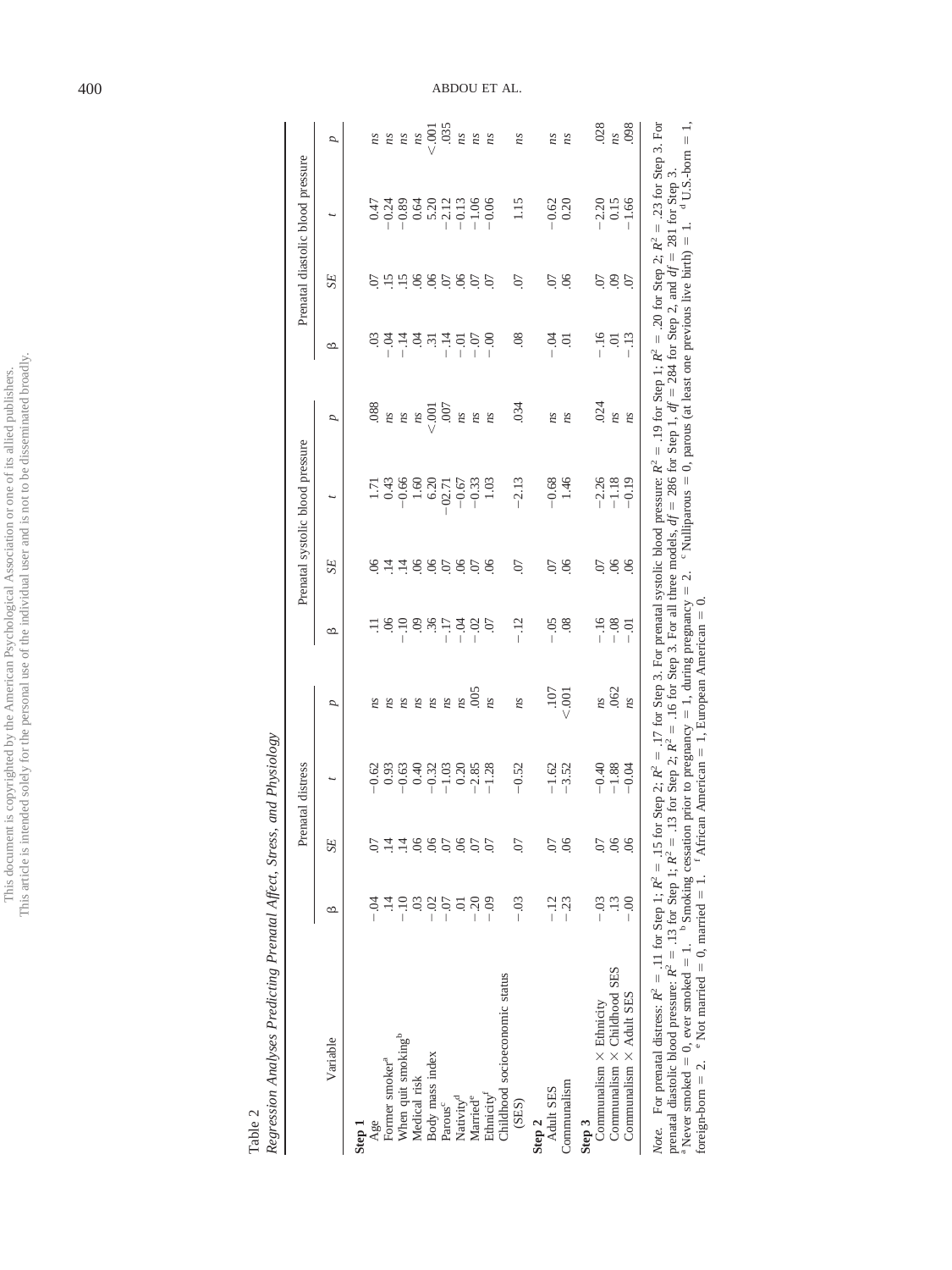Table 2
*Regression Analyses Predicting Prenatal Affect, Stress, and Physiology*

| Variable | Prenatal distress | | | | Prenatal systolic blood pressure | | | | Prenatal diastolic blood pressure | | | |
|---|---|---|---|---|---|---|---|---|---|---|---|---|
| | β | *SE* | *t* | *p* | β | *SE* | *t* | *p* | β | *SE* | *t* | *p* |
| **Step 1** | | | | | | | | | | | | |
| Age | −.04 | .07 | −0.62 | *ns* | .11 | .06 | 1.71 | .088 | .03 | .07 | 0.47 | *ns* |
| Former smoker[a] | .14 | .14 | 0.93 | *ns* | .06 | .14 | 0.43 | *ns* | −.04 | .15 | −0.24 | *ns* |
| When quit smoking[b] | −.10 | .14 | −0.63 | *ns* | −.10 | .14 | −0.66 | *ns* | −.14 | .15 | −0.89 | *ns* |
| Medical risk | .03 | .06 | 0.40 | *ns* | .09 | .06 | 1.60 | *ns* | .04 | .06 | 0.64 | *ns* |
| Body mass index | −.02 | .06 | −0.32 | *ns* | .36 | .06 | 6.20 | <.001 | .31 | .06 | 5.20 | <.001 |
| Parous[c] | −.07 | .07 | −1.03 | *ns* | −.17 | .07 | −02.71 | .007 | −.14 | .07 | −2.12 | .035 |
| Nativity[d] | .01 | .06 | 0.20 | *ns* | −.04 | .06 | −0.67 | *ns* | −.01 | .06 | −0.13 | *ns* |
| Married[e] | −.20 | .07 | −2.85 | .005 | −.02 | .07 | −0.33 | *ns* | −.07 | .07 | −1.06 | *ns* |
| Ethnicity[f] | −.09 | .07 | −1.28 | *ns* | .07 | .06 | 1.03 | *ns* | −.00 | .07 | −0.06 | *ns* |
| Childhood socioeconomic status (SES) | −.03 | .07 | −0.52 | *ns* | −.12 | .07 | −2.13 | .034 | .08 | .07 | 1.15 | *ns* |
| **Step 2** | | | | | | | | | | | | |
| Adult SES | −.12 | .07 | −1.62 | .107 | −.05 | .07 | −0.68 | *ns* | −.04 | .07 | −0.62 | *ns* |
| Communalism | −.23 | .06 | −3.52 | <.001 | .08 | .06 | 1.46 | *ns* | .01 | .06 | 0.20 | *ns* |
| **Step 3** | | | | | | | | | | | | |
| Communalism × Ethnicity | −.03 | .07 | −0.40 | *ns* | −.16 | .07 | −2.26 | .024 | −.16 | .07 | −2.20 | .028 |
| Communalism × Childhood SES | .13 | .06 | −1.88 | .062 | −.08 | .06 | −1.18 | *ns* | .01 | .09 | 0.15 | *ns* |
| Communalism × Adult SES | −.00 | .06 | −0.04 | *ns* | −.01 | .06 | −0.19 | *ns* | −.13 | .07 | −1.66 | .098 |

*Note.* For prenatal distress: $R^2$ = .11 for Step 1; $R^2$ = .15 for Step 2; $R^2$ = .17 for Step 3. For prenatal systolic blood pressure: $R^2$ = .19 for Step 1; $R^2$ = .20 for Step 2; $R^2$ = .23 for Step 3. For prenatal diastolic blood pressure: $R^2$ = .13 for Step 1; $R^2$ = .13 for Step 2; $R^2$ = .16 for Step 3. For all three models, $df$ = 286 for Step 1, $df$ = 284 for Step 2, and $df$ = 281 for Step 3.
[a] Never smoked = 0, ever smoked = 1. [b] Smoking cessation prior to pregnancy = 1, during pregnancy = 2. [c] Nulliparous = 0, parous (at least one previous live birth) = 1. [d] U.S.-born = 1, foreign-born = 2. [e] Not married = 0, married = 1. [f] African American = 1, European American = 0.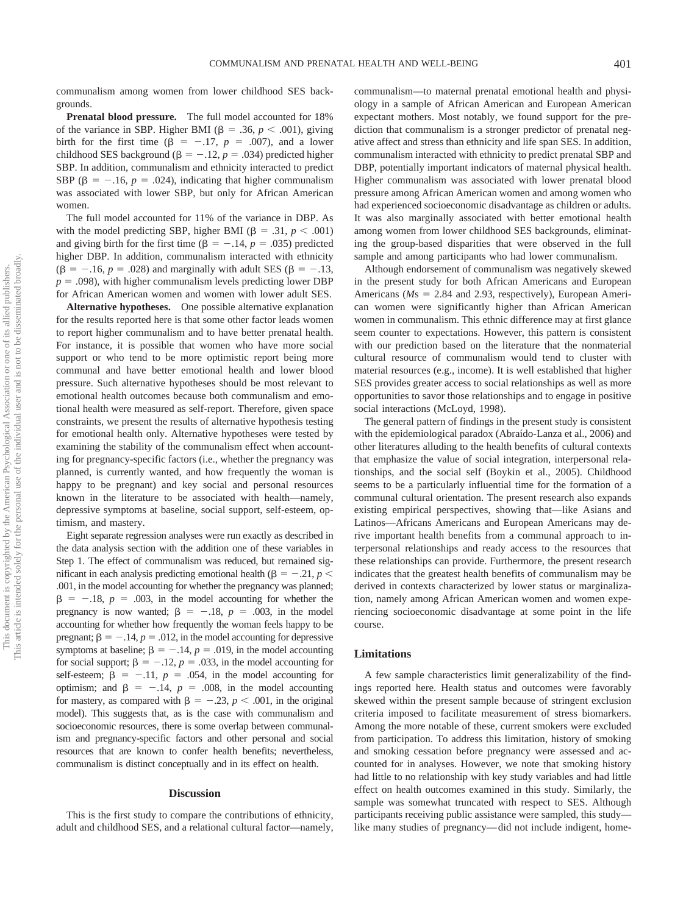communalism among women from lower childhood SES backgrounds.

**Prenatal blood pressure.** The full model accounted for 18% of the variance in SBP. Higher BMI ($\beta = .36$, $p < .001$), giving birth for the first time ($\beta = -.17$, $p = .007$), and a lower childhood SES background ($\beta = -.12$, $p = .034$) predicted higher SBP. In addition, communalism and ethnicity interacted to predict SBP ($\beta = -.16$, $p = .024$), indicating that higher communalism was associated with lower SBP, but only for African American women.

The full model accounted for 11% of the variance in DBP. As with the model predicting SBP, higher BMI ($\beta = .31$, $p < .001$) and giving birth for the first time ($\beta = -.14$, $p = .035$) predicted higher DBP. In addition, communalism interacted with ethnicity ($\beta = -.16$, $p = .028$) and marginally with adult SES ($\beta = -.13$, $p = .098$), with higher communalism levels predicting lower DBP for African American women and women with lower adult SES.

**Alternative hypotheses.** One possible alternative explanation for the results reported here is that some other factor leads women to report higher communalism and to have better prenatal health. For instance, it is possible that women who have more social support or who tend to be more optimistic report being more communal and have better emotional health and lower blood pressure. Such alternative hypotheses should be most relevant to emotional health outcomes because both communalism and emotional health were measured as self-report. Therefore, given space constraints, we present the results of alternative hypothesis testing for emotional health only. Alternative hypotheses were tested by examining the stability of the communalism effect when accounting for pregnancy-specific factors (i.e., whether the pregnancy was planned, is currently wanted, and how frequently the woman is happy to be pregnant) and key social and personal resources known in the literature to be associated with health—namely, depressive symptoms at baseline, social support, self-esteem, optimism, and mastery.

Eight separate regression analyses were run exactly as described in the data analysis section with the addition one of these variables in Step 1. The effect of communalism was reduced, but remained significant in each analysis predicting emotional health ($\beta = -.21$, $p < .001$, in the model accounting for whether the pregnancy was planned; $\beta = -.18$, $p = .003$, in the model accounting for whether the pregnancy is now wanted; $\beta = -.18$, $p = .003$, in the model accounting for whether how frequently the woman feels happy to be pregnant; $\beta = -.14$, $p = .012$, in the model accounting for depressive symptoms at baseline; $\beta = -.14$, $p = .019$, in the model accounting for social support; $\beta = -.12$, $p = .033$, in the model accounting for self-esteem; $\beta = -.11$, $p = .054$, in the model accounting for optimism; and $\beta = -.14$, $p = .008$, in the model accounting for mastery, as compared with $\beta = -.23$, $p < .001$, in the original model). This suggests that, as is the case with communalism and socioeconomic resources, there is some overlap between communalism and pregnancy-specific factors and other personal and social resources that are known to confer health benefits; nevertheless, communalism is distinct conceptually and in its effect on health.

## Discussion

This is the first study to compare the contributions of ethnicity, adult and childhood SES, and a relational cultural factor—namely, communalism—to maternal prenatal emotional health and physiology in a sample of African American and European American expectant mothers. Most notably, we found support for the prediction that communalism is a stronger predictor of prenatal negative affect and stress than ethnicity and life span SES. In addition, communalism interacted with ethnicity to predict prenatal SBP and DBP, potentially important indicators of maternal physical health. Higher communalism was associated with lower prenatal blood pressure among African American women and among women who had experienced socioeconomic disadvantage as children or adults. It was also marginally associated with better emotional health among women from lower childhood SES backgrounds, eliminating the group-based disparities that were observed in the full sample and among participants who had lower communalism.

Although endorsement of communalism was negatively skewed in the present study for both African Americans and European Americans (*M*s = 2.84 and 2.93, respectively), European American women were significantly higher than African American women in communalism. This ethnic difference may at first glance seem counter to expectations. However, this pattern is consistent with our prediction based on the literature that the nonmaterial cultural resource of communalism would tend to cluster with material resources (e.g., income). It is well established that higher SES provides greater access to social relationships as well as more opportunities to savor those relationships and to engage in positive social interactions (McLoyd, 1998).

The general pattern of findings in the present study is consistent with the epidemiological paradox (Abraído-Lanza et al., 2006) and other literatures alluding to the health benefits of cultural contexts that emphasize the value of social integration, interpersonal relationships, and the social self (Boykin et al., 2005). Childhood seems to be a particularly influential time for the formation of a communal cultural orientation. The present research also expands existing empirical perspectives, showing that—like Asians and Latinos—Africans Americans and European Americans may derive important health benefits from a communal approach to interpersonal relationships and ready access to the resources that these relationships can provide. Furthermore, the present research indicates that the greatest health benefits of communalism may be derived in contexts characterized by lower status or marginalization, namely among African American women and women experiencing socioeconomic disadvantage at some point in the life course.

### Limitations

A few sample characteristics limit generalizability of the findings reported here. Health status and outcomes were favorably skewed within the present sample because of stringent exclusion criteria imposed to facilitate measurement of stress biomarkers. Among the more notable of these, current smokers were excluded from participation. To address this limitation, history of smoking and smoking cessation before pregnancy were assessed and accounted for in analyses. However, we note that smoking history had little to no relationship with key study variables and had little effect on health outcomes examined in this study. Similarly, the sample was somewhat truncated with respect to SES. Although participants receiving public assistance were sampled, this study—like many studies of pregnancy—did not include indigent, home-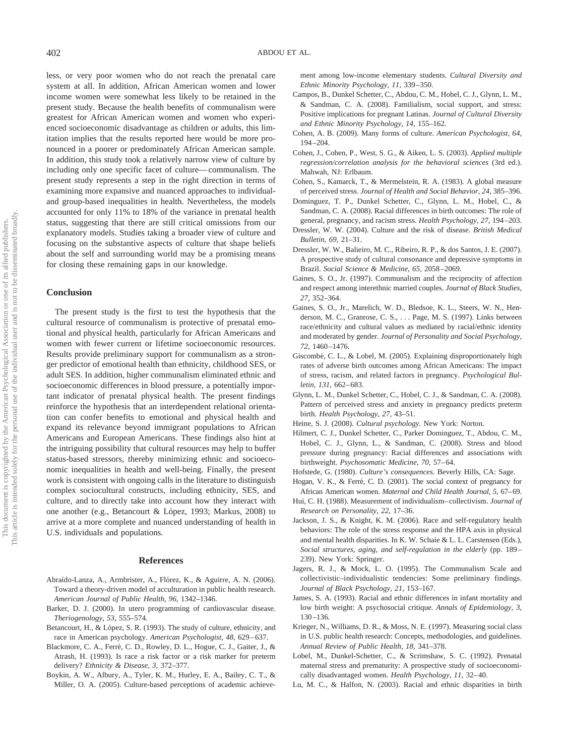less, or very poor women who do not reach the prenatal care system at all. In addition, African American women and lower income women were somewhat less likely to be retained in the present study. Because the health benefits of communalism were greatest for African American women and women who experienced socioeconomic disadvantage as children or adults, this limitation implies that the results reported here would be more pronounced in a poorer or predominately African American sample. In addition, this study took a relatively narrow view of culture by including only one specific facet of culture—communalism. The present study represents a step in the right direction in terms of examining more expansive and nuanced approaches to individual- and group-based inequalities in health. Nevertheless, the models accounted for only 11% to 18% of the variance in prenatal health status, suggesting that there are still critical omissions from our explanatory models. Studies taking a broader view of culture and focusing on the substantive aspects of culture that shape beliefs about the self and surrounding world may be a promising means for closing these remaining gaps in our knowledge.

## Conclusion

The present study is the first to test the hypothesis that the cultural resource of communalism is protective of prenatal emotional and physical health, particularly for African Americans and women with fewer current or lifetime socioeconomic resources. Results provide preliminary support for communalism as a stronger predictor of emotional health than ethnicity, childhood SES, or adult SES. In addition, higher communalism eliminated ethnic and socioeconomic differences in blood pressure, a potentially important indicator of prenatal physical health. The present findings reinforce the hypothesis that an interdependent relational orientation can confer benefits to emotional and physical health and expand its relevance beyond immigrant populations to African Americans and European Americans. These findings also hint at the intriguing possibility that cultural resources may help to buffer status-based stressors, thereby minimizing ethnic and socioeconomic inequalities in health and well-being. Finally, the present work is consistent with ongoing calls in the literature to distinguish complex sociocultural constructs, including ethnicity, SES, and culture, and to directly take into account how they interact with one another (e.g., Betancourt & López, 1993; Markus, 2008) to arrive at a more complete and nuanced understanding of health in U.S. individuals and populations.

## References

Abraído-Lanza, A., Armbrister, A., Flórez, K., & Aguirre, A. N. (2006). Toward a theory-driven model of acculturation in public health research. *American Journal of Public Health, 96,* 1342–1346.

Barker, D. J. (2000). In utero programming of cardiovascular disease. *Theriogenology, 53,* 555–574.

Betancourt, H., & López, S. R. (1993). The study of culture, ethnicity, and race in American psychology. *American Psychologist, 48,* 629–637.

Blackmore, C. A., Ferré, C. D., Rowley, D. L., Hogue, C. J., Gaiter, J., & Atrash, H. (1993). Is race a risk factor or a risk marker for preterm delivery? *Ethnicity & Disease, 3,* 372–377.

Boykin, A. W., Albury, A., Tyler, K. M., Hurley, E. A., Bailey, C. T., & Miller, O. A. (2005). Culture-based perceptions of academic achievement among low-income elementary students. *Cultural Diversity and Ethnic Minority Psychology, 11,* 339–350.

Campos, B., Dunkel Schetter, C., Abdou, C. M., Hobel, C. J., Glynn, L. M., & Sandman, C. A. (2008). Familialism, social support, and stress: Positive implications for pregnant Latinas. *Journal of Cultural Diversity and Ethnic Minority Psychology, 14,* 155–162.

Cohen, A. B. (2009). Many forms of culture. *American Psychologist, 64,* 194–204.

Cohen, J., Cohen, P., West, S. G., & Aiken, L. S. (2003). *Applied multiple regression/correlation analysis for the behavioral sciences* (3rd ed.). Mahwah, NJ: Erlbaum.

Cohen, S., Kamarck, T., & Mermelstein, R. A. (1983). A global measure of perceived stress. *Journal of Health and Social Behavior, 24,* 385–396.

Dominguez, T. P., Dunkel Schetter, C., Glynn, L. M., Hobel, C., & Sandman, C. A. (2008). Racial differences in birth outcomes: The role of general, pregnancy, and racism stress. *Health Psychology, 27,* 194–203.

Dressler, W. W. (2004). Culture and the risk of disease. *British Medical Bulletin, 69,* 21–31.

Dressler, W. W., Balieiro, M. C., Ribeiro, R. P., & dos Santos, J. E. (2007). A prospective study of cultural consonance and depressive symptoms in Brazil. *Social Science & Medicine, 65,* 2058–2069.

Gaines, S. O., Jr. (1997). Communalism and the reciprocity of affection and respect among interethnic married couples. *Journal of Black Studies, 27,* 352–364.

Gaines, S. O., Jr., Marelich, W. D., Bledsoe, K. L., Steers, W. N., Henderson, M. C., Granrose, C. S., . . . Page, M. S. (1997). Links between race/ethnicity and cultural values as mediated by racial/ethnic identity and moderated by gender. *Journal of Personality and Social Psychology, 72,* 1460–1476.

Giscombé, C. L., & Lobel, M. (2005). Explaining disproportionately high rates of adverse birth outcomes among African Americans: The impact of stress, racism, and related factors in pregnancy. *Psychological Bulletin, 131,* 662–683.

Glynn, L. M., Dunkel Schetter, C., Hobel, C. J., & Sandman, C. A. (2008). Pattern of perceived stress and anxiety in pregnancy predicts preterm birth. *Health Psychology, 27,* 43–51.

Heine, S. J. (2008). *Cultural psychology.* New York: Norton.

Hilmert, C. J., Dunkel Schetter, C., Parker Dominguez, T., Abdou, C. M., Hobel, C. J., Glynn, L., & Sandman, C. (2008). Stress and blood pressure during pregnancy: Racial differences and associations with birthweight. *Psychosomatic Medicine, 70,* 57–64.

Hofstede, G. (1980). *Culture's consequences.* Beverly Hills, CA: Sage.

Hogan, V. K., & Ferré, C. D. (2001). The social context of pregnancy for African American women. *Maternal and Child Health Journal, 5,* 67–69.

Hui, C. H. (1988). Measurement of individualism–collectivism. *Journal of Research on Personality, 22,* 17–36.

Jackson, J. S., & Knight, K. M. (2006). Race and self-regulatory health behaviors: The role of the stress response and the HPA axis in physical and mental health disparities. In K. W. Schaie & L. L. Carstensen (Eds.), *Social structures, aging, and self-regulation in the elderly* (pp. 189–239). New York: Springer.

Jagers, R. J., & Mock, L. O. (1995). The Communalism Scale and collectivistic–individualistic tendencies: Some preliminary findings. *Journal of Black Psychology, 21,* 153–167.

James, S. A. (1993). Racial and ethnic differences in infant mortality and low birth weight: A psychosocial critique. *Annals of Epidemiology, 3,* 130–136.

Krieger, N., Williams, D. R., & Moss, N. E. (1997). Measuring social class in U.S. public health research: Concepts, methodologies, and guidelines. *Annual Review of Public Health, 18,* 341–378.

Lobel, M., Dunkel-Schetter, C., & Scrimshaw, S. C. (1992). Prenatal maternal stress and prematurity: A prospective study of socioeconomically disadvantaged women. *Health Psychology, 11,* 32–40.

Lu, M. C., & Halfon, N. (2003). Racial and ethnic disparities in birth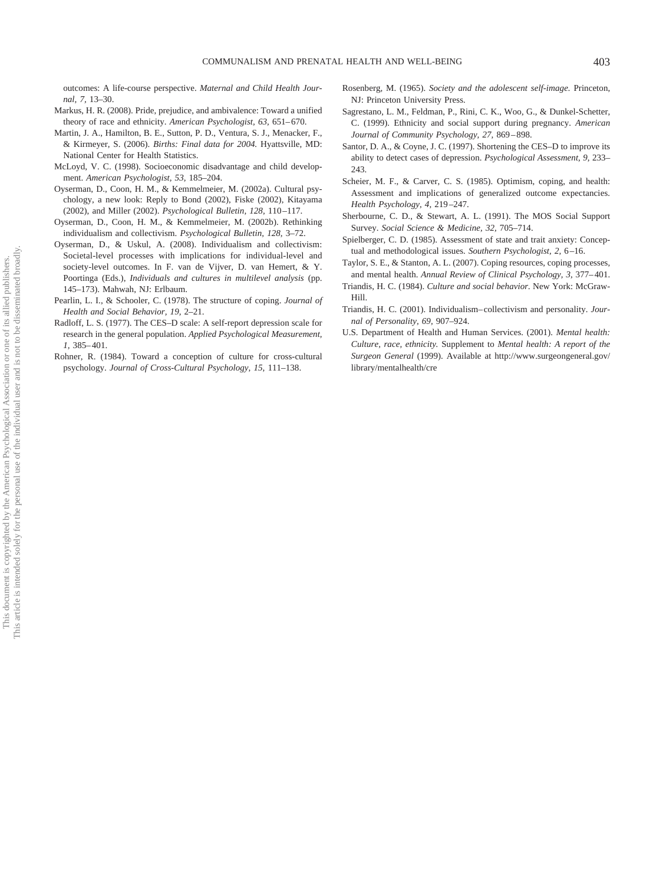outcomes: A life-course perspective. *Maternal and Child Health Journal, 7,* 13–30.

Markus, H. R. (2008). Pride, prejudice, and ambivalence: Toward a unified theory of race and ethnicity. *American Psychologist, 63,* 651–670.

Martin, J. A., Hamilton, B. E., Sutton, P. D., Ventura, S. J., Menacker, F., & Kirmeyer, S. (2006). *Births: Final data for 2004.* Hyattsville, MD: National Center for Health Statistics.

McLoyd, V. C. (1998). Socioeconomic disadvantage and child development. *American Psychologist, 53,* 185–204.

Oyserman, D., Coon, H. M., & Kemmelmeier, M. (2002a). Cultural psychology, a new look: Reply to Bond (2002), Fiske (2002), Kitayama (2002), and Miller (2002). *Psychological Bulletin, 128,* 110–117.

Oyserman, D., Coon, H. M., & Kemmelmeier, M. (2002b). Rethinking individualism and collectivism. *Psychological Bulletin, 128,* 3–72.

Oyserman, D., & Uskul, A. (2008). Individualism and collectivism: Societal-level processes with implications for individual-level and society-level outcomes. In F. van de Vijver, D. van Hemert, & Y. Poortinga (Eds.), *Individuals and cultures in multilevel analysis* (pp. 145–173). Mahwah, NJ: Erlbaum.

Pearlin, L. I., & Schooler, C. (1978). The structure of coping. *Journal of Health and Social Behavior, 19,* 2–21.

Radloff, L. S. (1977). The CES–D scale: A self-report depression scale for research in the general population. *Applied Psychological Measurement, 1,* 385–401.

Rohner, R. (1984). Toward a conception of culture for cross-cultural psychology. *Journal of Cross-Cultural Psychology, 15,* 111–138.

Rosenberg, M. (1965). *Society and the adolescent self-image.* Princeton, NJ: Princeton University Press.

Sagrestano, L. M., Feldman, P., Rini, C. K., Woo, G., & Dunkel-Schetter, C. (1999). Ethnicity and social support during pregnancy. *American Journal of Community Psychology, 27,* 869–898.

Santor, D. A., & Coyne, J. C. (1997). Shortening the CES–D to improve its ability to detect cases of depression. *Psychological Assessment, 9,* 233–243.

Scheier, M. F., & Carver, C. S. (1985). Optimism, coping, and health: Assessment and implications of generalized outcome expectancies. *Health Psychology, 4,* 219–247.

Sherbourne, C. D., & Stewart, A. L. (1991). The MOS Social Support Survey. *Social Science & Medicine, 32,* 705–714.

Spielberger, C. D. (1985). Assessment of state and trait anxiety: Conceptual and methodological issues. *Southern Psychologist, 2,* 6–16.

Taylor, S. E., & Stanton, A. L. (2007). Coping resources, coping processes, and mental health. *Annual Review of Clinical Psychology, 3,* 377–401.

Triandis, H. C. (1984). *Culture and social behavior.* New York: McGraw-Hill.

Triandis, H. C. (2001). Individualism–collectivism and personality. *Journal of Personality, 69,* 907–924.

U.S. Department of Health and Human Services. (2001). *Mental health: Culture, race, ethnicity.* Supplement to *Mental health: A report of the Surgeon General* (1999). Available at http://www.surgeongeneral.gov/library/mentalhealth/cre